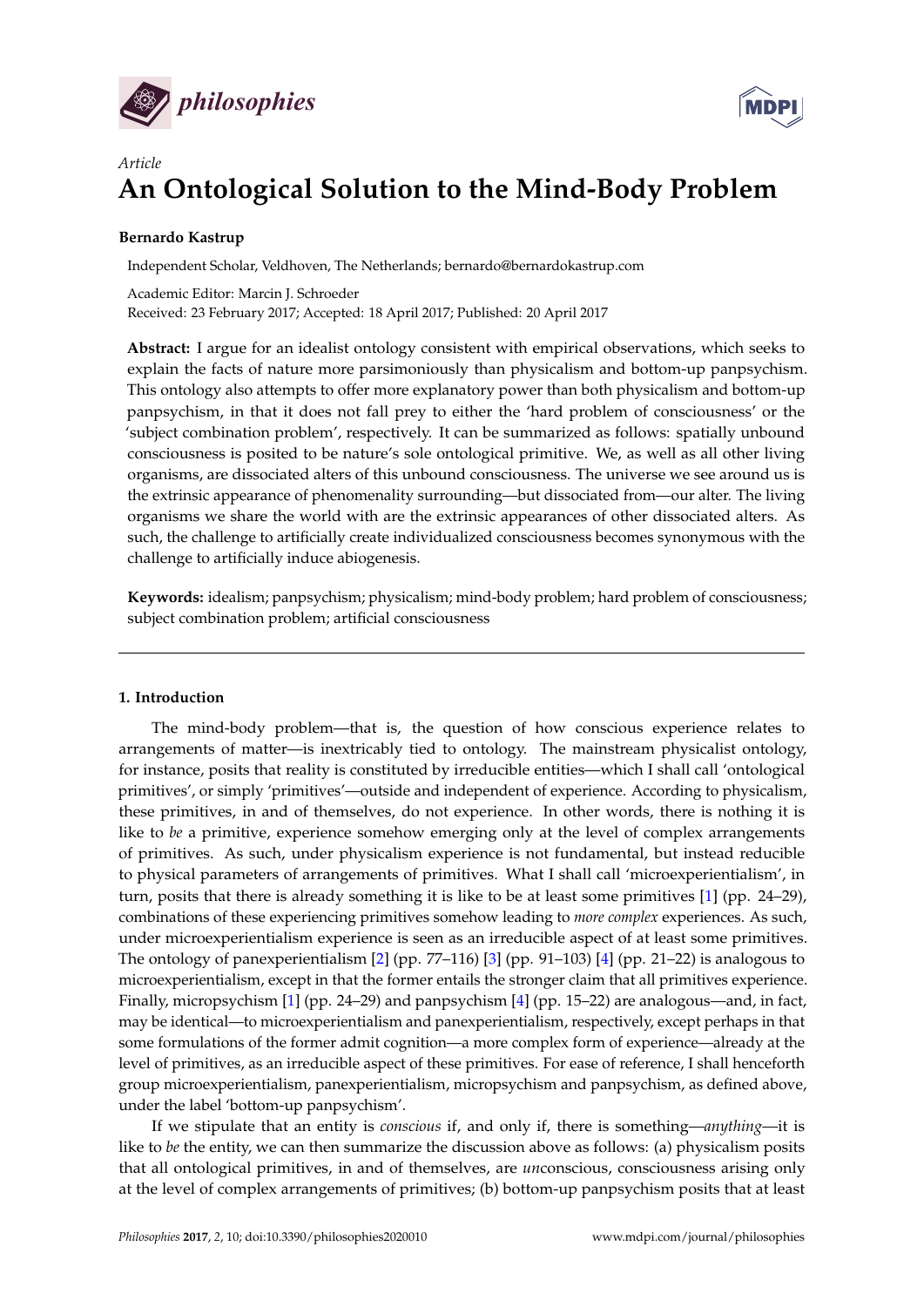*Article*

# An Ontological Solution to the Mind-Body Problem

**Bernardo Kastrup**

Independent Scholar, Veldhoven, The Netherlands; bernardo@bernardokastrup.com

Academic Editor: Marcin J. Schroeder
Received: 23 February 2017; Accepted: 18 April 2017; Published: 20 April 2017

**Abstract:** I argue for an idealist ontology consistent with empirical observations, which seeks to explain the facts of nature more parsimoniously than physicalism and bottom-up panpsychism. This ontology also attempts to offer more explanatory power than both physicalism and bottom-up panpsychism, in that it does not fall prey to either the 'hard problem of consciousness' or the 'subject combination problem', respectively. It can be summarized as follows: spatially unbound consciousness is posited to be nature's sole ontological primitive. We, as well as all other living organisms, are dissociated alters of this unbound consciousness. The universe we see around us is the extrinsic appearance of phenomenality surrounding—but dissociated from—our alter. The living organisms we share the world with are the extrinsic appearances of other dissociated alters. As such, the challenge to artificially create individualized consciousness becomes synonymous with the challenge to artificially induce abiogenesis.

**Keywords:** idealism; panpsychism; physicalism; mind-body problem; hard problem of consciousness; subject combination problem; artificial consciousness

---

## 1. Introduction

The mind-body problem—that is, the question of how conscious experience relates to arrangements of matter—is inextricably tied to ontology. The mainstream physicalist ontology, for instance, posits that reality is constituted by irreducible entities—which I shall call 'ontological primitives', or simply 'primitives'—outside and independent of experience. According to physicalism, these primitives, in and of themselves, do not experience. In other words, there is nothing it is like to *be* a primitive, experience somehow emerging only at the level of complex arrangements of primitives. As such, under physicalism experience is not fundamental, but instead reducible to physical parameters of arrangements of primitives. What I shall call 'microexperientialism', in turn, posits that there is already something it is like to be at least some primitives [1] (pp. 24–29), combinations of these experiencing primitives somehow leading to *more complex* experiences. As such, under microexperientialism experience is seen as an irreducible aspect of at least some primitives. The ontology of panexperientialism [2] (pp. 77–116) [3] (pp. 91–103) [4] (pp. 21–22) is analogous to microexperientialism, except in that the former entails the stronger claim that all primitives experience. Finally, micropsychism [1] (pp. 24–29) and panpsychism [4] (pp. 15–22) are analogous—and, in fact, may be identical—to microexperientialism and panexperientialism, respectively, except perhaps in that some formulations of the former admit cognition—a more complex form of experience—already at the level of primitives, as an irreducible aspect of these primitives. For ease of reference, I shall henceforth group microexperientialism, panexperientialism, micropsychism and panpsychism, as defined above, under the label 'bottom-up panpsychism'.

If we stipulate that an entity is *conscious* if, and only if, there is something—*anything*—it is like to *be* the entity, we can then summarize the discussion above as follows: (a) physicalism posits that all ontological primitives, in and of themselves, are *un*conscious, consciousness arising only at the level of complex arrangements of primitives; (b) bottom-up panpsychism posits that at least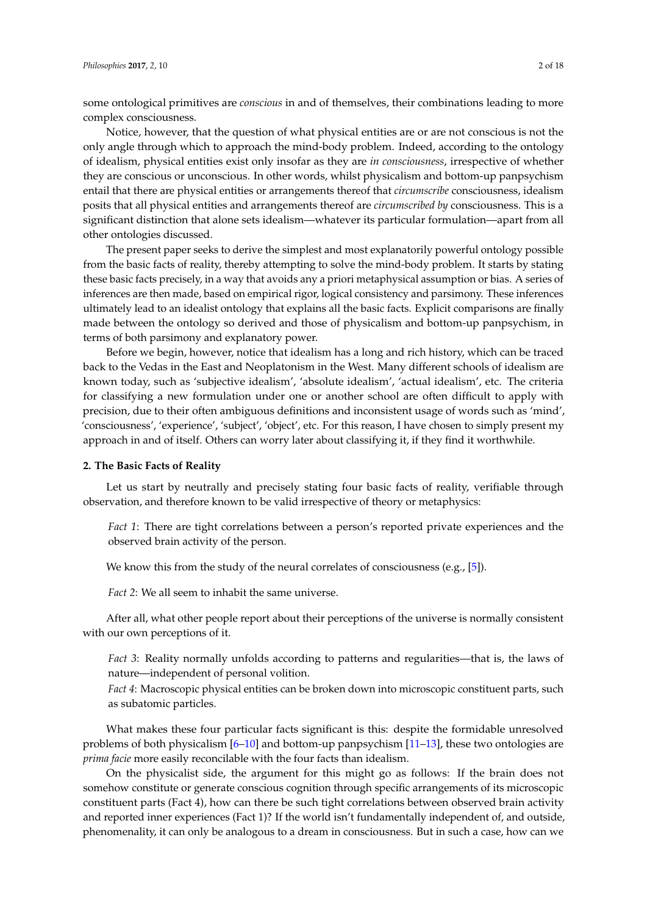some ontological primitives are *conscious* in and of themselves, their combinations leading to more complex consciousness.

Notice, however, that the question of what physical entities are or are not conscious is not the only angle through which to approach the mind-body problem. Indeed, according to the ontology of idealism, physical entities exist only insofar as they are *in consciousness*, irrespective of whether they are conscious or unconscious. In other words, whilst physicalism and bottom-up panpsychism entail that there are physical entities or arrangements thereof that *circumscribe* consciousness, idealism posits that all physical entities and arrangements thereof are *circumscribed by* consciousness. This is a significant distinction that alone sets idealism—whatever its particular formulation—apart from all other ontologies discussed.

The present paper seeks to derive the simplest and most explanatorily powerful ontology possible from the basic facts of reality, thereby attempting to solve the mind-body problem. It starts by stating these basic facts precisely, in a way that avoids any a priori metaphysical assumption or bias. A series of inferences are then made, based on empirical rigor, logical consistency and parsimony. These inferences ultimately lead to an idealist ontology that explains all the basic facts. Explicit comparisons are finally made between the ontology so derived and those of physicalism and bottom-up panpsychism, in terms of both parsimony and explanatory power.

Before we begin, however, notice that idealism has a long and rich history, which can be traced back to the Vedas in the East and Neoplatonism in the West. Many different schools of idealism are known today, such as 'subjective idealism', 'absolute idealism', 'actual idealism', etc. The criteria for classifying a new formulation under one or another school are often difficult to apply with precision, due to their often ambiguous definitions and inconsistent usage of words such as 'mind', 'consciousness', 'experience', 'subject', 'object', etc. For this reason, I have chosen to simply present my approach in and of itself. Others can worry later about classifying it, if they find it worthwhile.

## 2. The Basic Facts of Reality

Let us start by neutrally and precisely stating four basic facts of reality, verifiable through observation, and therefore known to be valid irrespective of theory or metaphysics:

> *Fact 1*: There are tight correlations between a person's reported private experiences and the observed brain activity of the person.

We know this from the study of the neural correlates of consciousness (e.g., [5]).

> *Fact 2*: We all seem to inhabit the same universe.

After all, what other people report about their perceptions of the universe is normally consistent with our own perceptions of it.

> *Fact 3*: Reality normally unfolds according to patterns and regularities—that is, the laws of nature—independent of personal volition.
>
> *Fact 4*: Macroscopic physical entities can be broken down into microscopic constituent parts, such as subatomic particles.

What makes these four particular facts significant is this: despite the formidable unresolved problems of both physicalism [6–10] and bottom-up panpsychism [11–13], these two ontologies are *prima facie* more easily reconcilable with the four facts than idealism.

On the physicalist side, the argument for this might go as follows: If the brain does not somehow constitute or generate conscious cognition through specific arrangements of its microscopic constituent parts (Fact 4), how can there be such tight correlations between observed brain activity and reported inner experiences (Fact 1)? If the world isn't fundamentally independent of, and outside, phenomenality, it can only be analogous to a dream in consciousness. But in such a case, how can we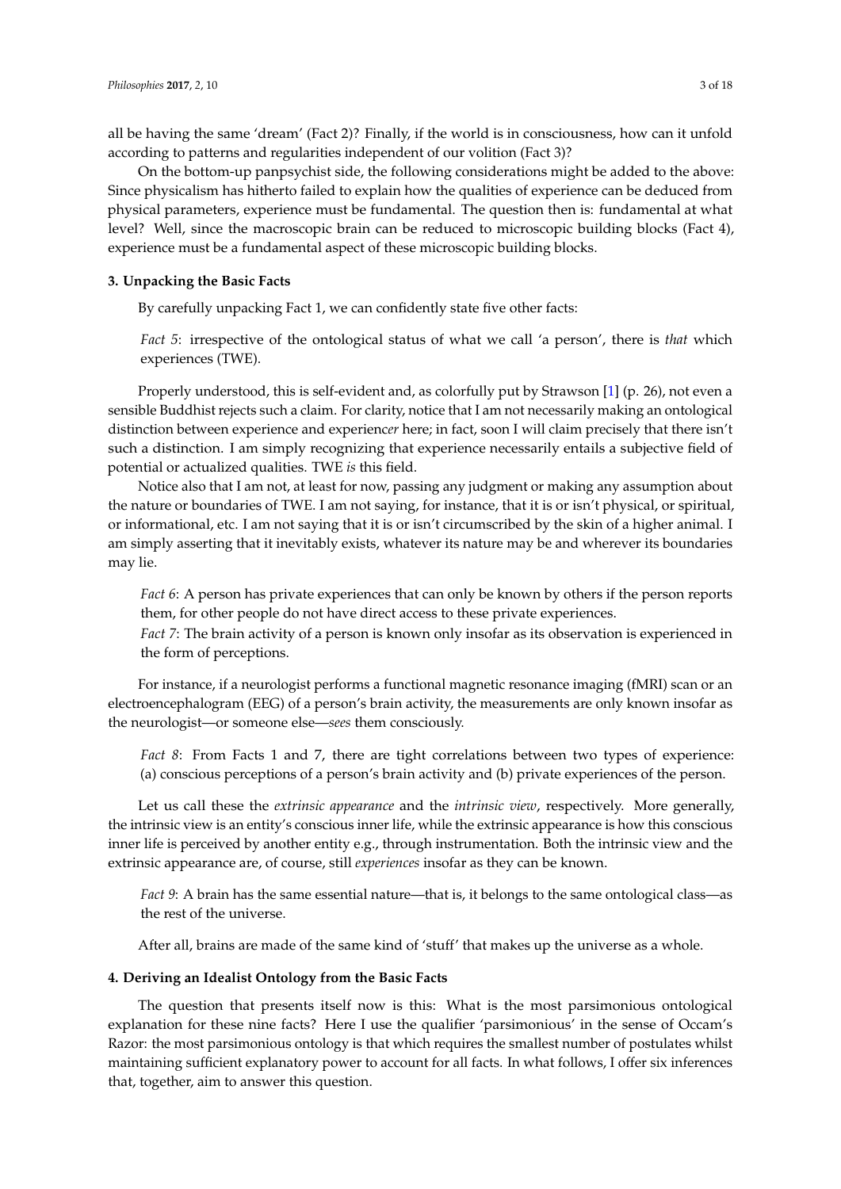all be having the same 'dream' (Fact 2)? Finally, if the world is in consciousness, how can it unfold according to patterns and regularities independent of our volition (Fact 3)?

On the bottom-up panpsychist side, the following considerations might be added to the above: Since physicalism has hitherto failed to explain how the qualities of experience can be deduced from physical parameters, experience must be fundamental. The question then is: fundamental at what level? Well, since the macroscopic brain can be reduced to microscopic building blocks (Fact 4), experience must be a fundamental aspect of these microscopic building blocks.

## 3. Unpacking the Basic Facts

By carefully unpacking Fact 1, we can confidently state five other facts:

> *Fact 5*: irrespective of the ontological status of what we call 'a person', there is *that* which experiences (TWE).

Properly understood, this is self-evident and, as colorfully put by Strawson [1] (p. 26), not even a sensible Buddhist rejects such a claim. For clarity, notice that I am not necessarily making an ontological distinction between experience and experienc*er* here; in fact, soon I will claim precisely that there isn't such a distinction. I am simply recognizing that experience necessarily entails a subjective field of potential or actualized qualities. TWE *is* this field.

Notice also that I am not, at least for now, passing any judgment or making any assumption about the nature or boundaries of TWE. I am not saying, for instance, that it is or isn't physical, or spiritual, or informational, etc. I am not saying that it is or isn't circumscribed by the skin of a higher animal. I am simply asserting that it inevitably exists, whatever its nature may be and wherever its boundaries may lie.

> *Fact 6*: A person has private experiences that can only be known by others if the person reports them, for other people do not have direct access to these private experiences.
>
> *Fact 7*: The brain activity of a person is known only insofar as its observation is experienced in the form of perceptions.

For instance, if a neurologist performs a functional magnetic resonance imaging (fMRI) scan or an electroencephalogram (EEG) of a person's brain activity, the measurements are only known insofar as the neurologist—or someone else—*sees* them consciously.

> *Fact 8*: From Facts 1 and 7, there are tight correlations between two types of experience: (a) conscious perceptions of a person's brain activity and (b) private experiences of the person.

Let us call these the *extrinsic appearance* and the *intrinsic view*, respectively. More generally, the intrinsic view is an entity's conscious inner life, while the extrinsic appearance is how this conscious inner life is perceived by another entity e.g., through instrumentation. Both the intrinsic view and the extrinsic appearance are, of course, still *experiences* insofar as they can be known.

> *Fact 9*: A brain has the same essential nature—that is, it belongs to the same ontological class—as the rest of the universe.

After all, brains are made of the same kind of 'stuff' that makes up the universe as a whole.

## 4. Deriving an Idealist Ontology from the Basic Facts

The question that presents itself now is this: What is the most parsimonious ontological explanation for these nine facts? Here I use the qualifier 'parsimonious' in the sense of Occam's Razor: the most parsimonious ontology is that which requires the smallest number of postulates whilst maintaining sufficient explanatory power to account for all facts. In what follows, I offer six inferences that, together, aim to answer this question.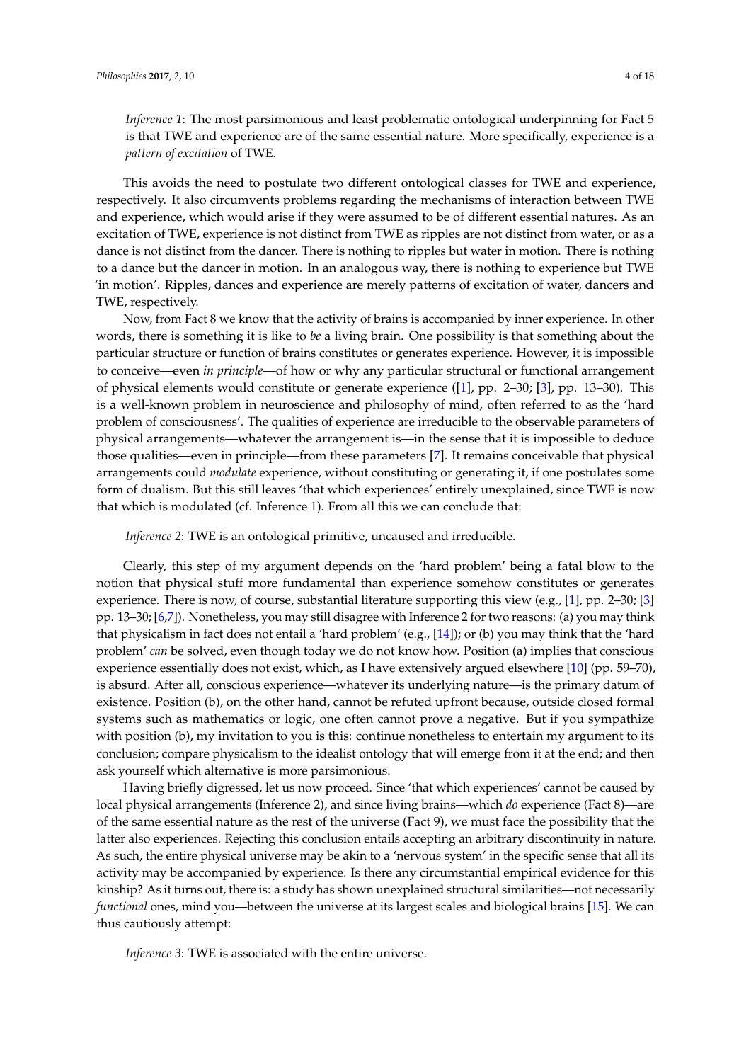*Inference 1*: The most parsimonious and least problematic ontological underpinning for Fact 5 is that TWE and experience are of the same essential nature. More specifically, experience is a *pattern of excitation* of TWE.

This avoids the need to postulate two different ontological classes for TWE and experience, respectively. It also circumvents problems regarding the mechanisms of interaction between TWE and experience, which would arise if they were assumed to be of different essential natures. As an excitation of TWE, experience is not distinct from TWE as ripples are not distinct from water, or as a dance is not distinct from the dancer. There is nothing to ripples but water in motion. There is nothing to a dance but the dancer in motion. In an analogous way, there is nothing to experience but TWE 'in motion'. Ripples, dances and experience are merely patterns of excitation of water, dancers and TWE, respectively.

Now, from Fact 8 we know that the activity of brains is accompanied by inner experience. In other words, there is something it is like to *be* a living brain. One possibility is that something about the particular structure or function of brains constitutes or generates experience. However, it is impossible to conceive—even *in principle*—of how or why any particular structural or functional arrangement of physical elements would constitute or generate experience ([1], pp. 2–30; [3], pp. 13–30). This is a well-known problem in neuroscience and philosophy of mind, often referred to as the 'hard problem of consciousness'. The qualities of experience are irreducible to the observable parameters of physical arrangements—whatever the arrangement is—in the sense that it is impossible to deduce those qualities—even in principle—from these parameters [7]. It remains conceivable that physical arrangements could *modulate* experience, without constituting or generating it, if one postulates some form of dualism. But this still leaves 'that which experiences' entirely unexplained, since TWE is now that which is modulated (cf. Inference 1). From all this we can conclude that:

*Inference 2*: TWE is an ontological primitive, uncaused and irreducible.

Clearly, this step of my argument depends on the 'hard problem' being a fatal blow to the notion that physical stuff more fundamental than experience somehow constitutes or generates experience. There is now, of course, substantial literature supporting this view (e.g., [1], pp. 2–30; [3] pp. 13–30; [6,7]). Nonetheless, you may still disagree with Inference 2 for two reasons: (a) you may think that physicalism in fact does not entail a 'hard problem' (e.g., [14]); or (b) you may think that the 'hard problem' *can* be solved, even though today we do not know how. Position (a) implies that conscious experience essentially does not exist, which, as I have extensively argued elsewhere [10] (pp. 59–70), is absurd. After all, conscious experience—whatever its underlying nature—is the primary datum of existence. Position (b), on the other hand, cannot be refuted upfront because, outside closed formal systems such as mathematics or logic, one often cannot prove a negative. But if you sympathize with position (b), my invitation to you is this: continue nonetheless to entertain my argument to its conclusion; compare physicalism to the idealist ontology that will emerge from it at the end; and then ask yourself which alternative is more parsimonious.

Having briefly digressed, let us now proceed. Since 'that which experiences' cannot be caused by local physical arrangements (Inference 2), and since living brains—which *do* experience (Fact 8)—are of the same essential nature as the rest of the universe (Fact 9), we must face the possibility that the latter also experiences. Rejecting this conclusion entails accepting an arbitrary discontinuity in nature. As such, the entire physical universe may be akin to a 'nervous system' in the specific sense that all its activity may be accompanied by experience. Is there any circumstantial empirical evidence for this kinship? As it turns out, there is: a study has shown unexplained structural similarities—not necessarily *functional* ones, mind you—between the universe at its largest scales and biological brains [15]. We can thus cautiously attempt:

*Inference 3*: TWE is associated with the entire universe.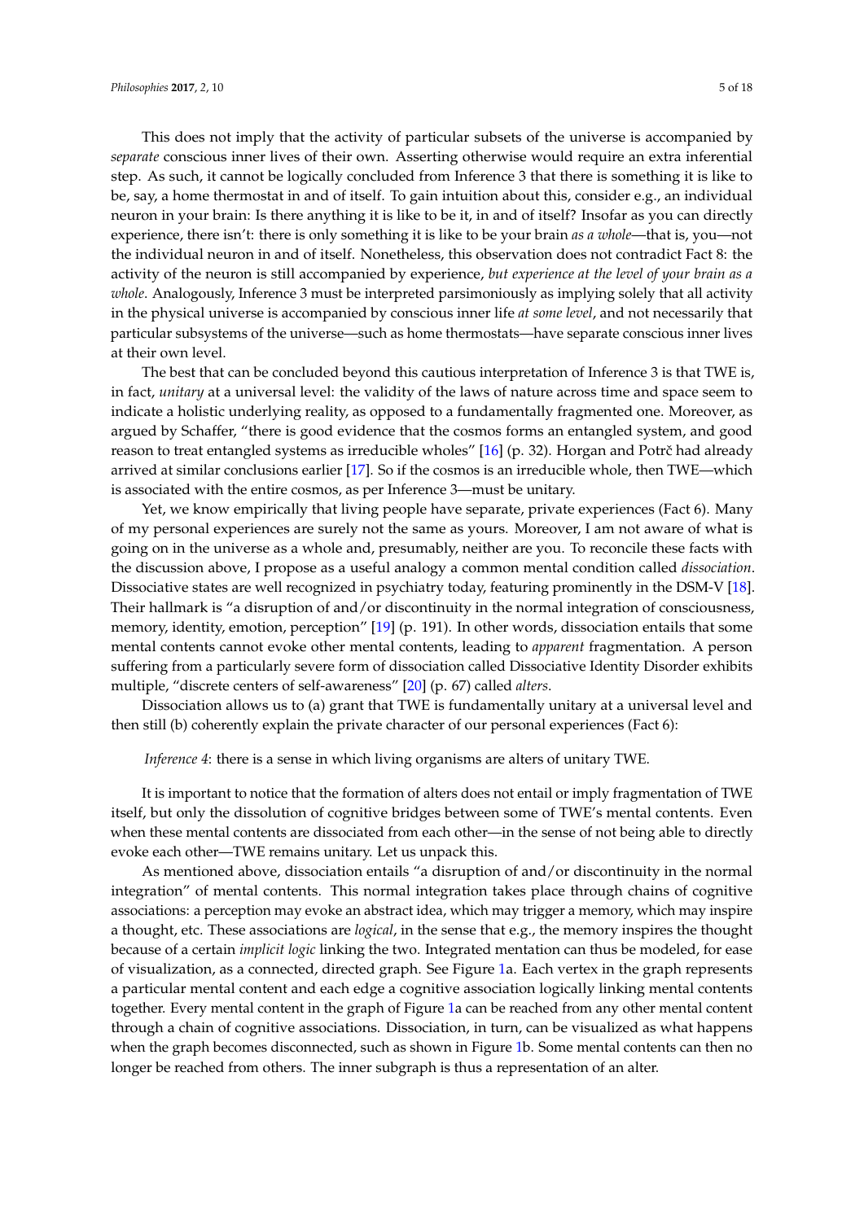This does not imply that the activity of particular subsets of the universe is accompanied by *separate* conscious inner lives of their own. Asserting otherwise would require an extra inferential step. As such, it cannot be logically concluded from Inference 3 that there is something it is like to be, say, a home thermostat in and of itself. To gain intuition about this, consider e.g., an individual neuron in your brain: Is there anything it is like to be it, in and of itself? Insofar as you can directly experience, there isn't: there is only something it is like to be your brain *as a whole*—that is, you—not the individual neuron in and of itself. Nonetheless, this observation does not contradict Fact 8: the activity of the neuron is still accompanied by experience, *but experience at the level of your brain as a whole*. Analogously, Inference 3 must be interpreted parsimoniously as implying solely that all activity in the physical universe is accompanied by conscious inner life *at some level*, and not necessarily that particular subsystems of the universe—such as home thermostats—have separate conscious inner lives at their own level.

The best that can be concluded beyond this cautious interpretation of Inference 3 is that TWE is, in fact, *unitary* at a universal level: the validity of the laws of nature across time and space seem to indicate a holistic underlying reality, as opposed to a fundamentally fragmented one. Moreover, as argued by Schaffer, "there is good evidence that the cosmos forms an entangled system, and good reason to treat entangled systems as irreducible wholes" [16] (p. 32). Horgan and Potrč had already arrived at similar conclusions earlier [17]. So if the cosmos is an irreducible whole, then TWE—which is associated with the entire cosmos, as per Inference 3—must be unitary.

Yet, we know empirically that living people have separate, private experiences (Fact 6). Many of my personal experiences are surely not the same as yours. Moreover, I am not aware of what is going on in the universe as a whole and, presumably, neither are you. To reconcile these facts with the discussion above, I propose as a useful analogy a common mental condition called *dissociation*. Dissociative states are well recognized in psychiatry today, featuring prominently in the DSM-V [18]. Their hallmark is "a disruption of and/or discontinuity in the normal integration of consciousness, memory, identity, emotion, perception" [19] (p. 191). In other words, dissociation entails that some mental contents cannot evoke other mental contents, leading to *apparent* fragmentation. A person suffering from a particularly severe form of dissociation called Dissociative Identity Disorder exhibits multiple, "discrete centers of self-awareness" [20] (p. 67) called *alters*.

Dissociation allows us to (a) grant that TWE is fundamentally unitary at a universal level and then still (b) coherently explain the private character of our personal experiences (Fact 6):

*Inference 4*: there is a sense in which living organisms are alters of unitary TWE.

It is important to notice that the formation of alters does not entail or imply fragmentation of TWE itself, but only the dissolution of cognitive bridges between some of TWE's mental contents. Even when these mental contents are dissociated from each other—in the sense of not being able to directly evoke each other—TWE remains unitary. Let us unpack this.

As mentioned above, dissociation entails "a disruption of and/or discontinuity in the normal integration" of mental contents. This normal integration takes place through chains of cognitive associations: a perception may evoke an abstract idea, which may trigger a memory, which may inspire a thought, etc. These associations are *logical*, in the sense that e.g., the memory inspires the thought because of a certain *implicit logic* linking the two. Integrated mentation can thus be modeled, for ease of visualization, as a connected, directed graph. See Figure 1a. Each vertex in the graph represents a particular mental content and each edge a cognitive association logically linking mental contents together. Every mental content in the graph of Figure 1a can be reached from any other mental content through a chain of cognitive associations. Dissociation, in turn, can be visualized as what happens when the graph becomes disconnected, such as shown in Figure 1b. Some mental contents can then no longer be reached from others. The inner subgraph is thus a representation of an alter.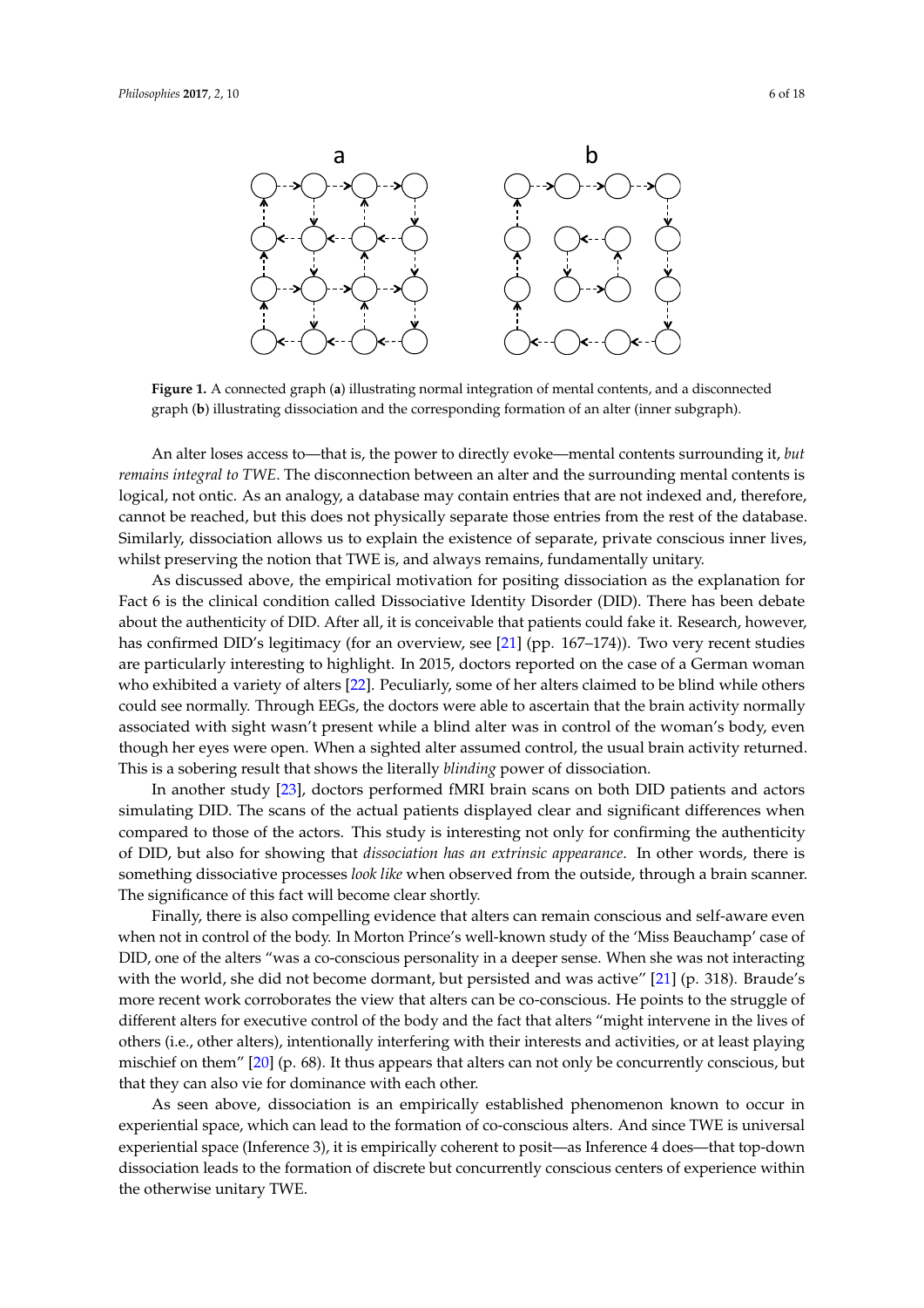**Figure 1.** A connected graph (**a**) illustrating normal integration of mental contents, and a disconnected graph (**b**) illustrating dissociation and the corresponding formation of an alter (inner subgraph).

An alter loses access to—that is, the power to directly evoke—mental contents surrounding it, *but remains integral to TWE*. The disconnection between an alter and the surrounding mental contents is logical, not ontic. As an analogy, a database may contain entries that are not indexed and, therefore, cannot be reached, but this does not physically separate those entries from the rest of the database. Similarly, dissociation allows us to explain the existence of separate, private conscious inner lives, whilst preserving the notion that TWE is, and always remains, fundamentally unitary.

As discussed above, the empirical motivation for positing dissociation as the explanation for Fact 6 is the clinical condition called Dissociative Identity Disorder (DID). There has been debate about the authenticity of DID. After all, it is conceivable that patients could fake it. Research, however, has confirmed DID's legitimacy (for an overview, see [21] (pp. 167–174)). Two very recent studies are particularly interesting to highlight. In 2015, doctors reported on the case of a German woman who exhibited a variety of alters [22]. Peculiarly, some of her alters claimed to be blind while others could see normally. Through EEGs, the doctors were able to ascertain that the brain activity normally associated with sight wasn't present while a blind alter was in control of the woman's body, even though her eyes were open. When a sighted alter assumed control, the usual brain activity returned. This is a sobering result that shows the literally *blinding* power of dissociation.

In another study [23], doctors performed fMRI brain scans on both DID patients and actors simulating DID. The scans of the actual patients displayed clear and significant differences when compared to those of the actors. This study is interesting not only for confirming the authenticity of DID, but also for showing that *dissociation has an extrinsic appearance*. In other words, there is something dissociative processes *look like* when observed from the outside, through a brain scanner. The significance of this fact will become clear shortly.

Finally, there is also compelling evidence that alters can remain conscious and self-aware even when not in control of the body. In Morton Prince's well-known study of the 'Miss Beauchamp' case of DID, one of the alters "was a co-conscious personality in a deeper sense. When she was not interacting with the world, she did not become dormant, but persisted and was active" [21] (p. 318). Braude's more recent work corroborates the view that alters can be co-conscious. He points to the struggle of different alters for executive control of the body and the fact that alters "might intervene in the lives of others (i.e., other alters), intentionally interfering with their interests and activities, or at least playing mischief on them" [20] (p. 68). It thus appears that alters can not only be concurrently conscious, but that they can also vie for dominance with each other.

As seen above, dissociation is an empirically established phenomenon known to occur in experiential space, which can lead to the formation of co-conscious alters. And since TWE is universal experiential space (Inference 3), it is empirically coherent to posit—as Inference 4 does—that top-down dissociation leads to the formation of discrete but concurrently conscious centers of experience within the otherwise unitary TWE.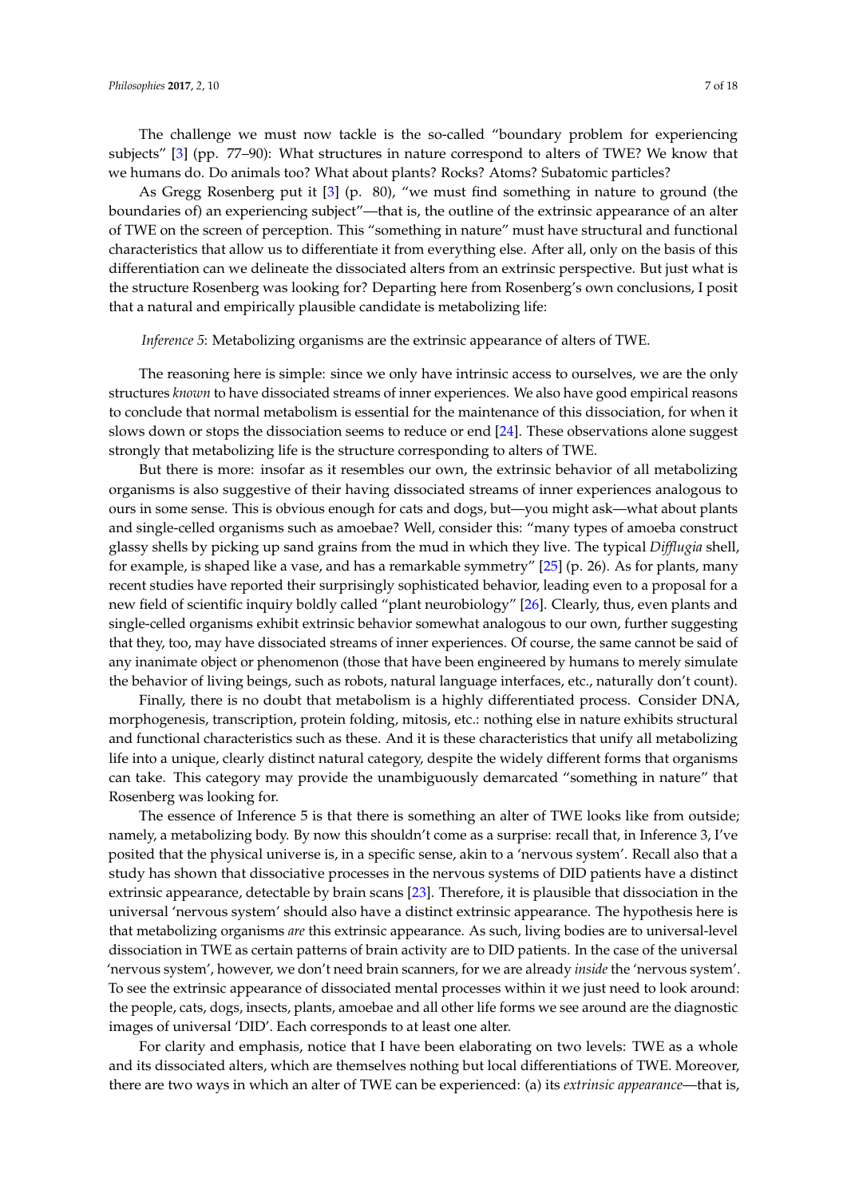The challenge we must now tackle is the so-called "boundary problem for experiencing subjects" [3] (pp. 77–90): What structures in nature correspond to alters of TWE? We know that we humans do. Do animals too? What about plants? Rocks? Atoms? Subatomic particles?

As Gregg Rosenberg put it [3] (p. 80), "we must find something in nature to ground (the boundaries of) an experiencing subject"—that is, the outline of the extrinsic appearance of an alter of TWE on the screen of perception. This "something in nature" must have structural and functional characteristics that allow us to differentiate it from everything else. After all, only on the basis of this differentiation can we delineate the dissociated alters from an extrinsic perspective. But just what is the structure Rosenberg was looking for? Departing here from Rosenberg's own conclusions, I posit that a natural and empirically plausible candidate is metabolizing life:

*Inference 5*: Metabolizing organisms are the extrinsic appearance of alters of TWE.

The reasoning here is simple: since we only have intrinsic access to ourselves, we are the only structures *known* to have dissociated streams of inner experiences. We also have good empirical reasons to conclude that normal metabolism is essential for the maintenance of this dissociation, for when it slows down or stops the dissociation seems to reduce or end [24]. These observations alone suggest strongly that metabolizing life is the structure corresponding to alters of TWE.

But there is more: insofar as it resembles our own, the extrinsic behavior of all metabolizing organisms is also suggestive of their having dissociated streams of inner experiences analogous to ours in some sense. This is obvious enough for cats and dogs, but—you might ask—what about plants and single-celled organisms such as amoebae? Well, consider this: "many types of amoeba construct glassy shells by picking up sand grains from the mud in which they live. The typical *Difflugia* shell, for example, is shaped like a vase, and has a remarkable symmetry" [25] (p. 26). As for plants, many recent studies have reported their surprisingly sophisticated behavior, leading even to a proposal for a new field of scientific inquiry boldly called "plant neurobiology" [26]. Clearly, thus, even plants and single-celled organisms exhibit extrinsic behavior somewhat analogous to our own, further suggesting that they, too, may have dissociated streams of inner experiences. Of course, the same cannot be said of any inanimate object or phenomenon (those that have been engineered by humans to merely simulate the behavior of living beings, such as robots, natural language interfaces, etc., naturally don't count).

Finally, there is no doubt that metabolism is a highly differentiated process. Consider DNA, morphogenesis, transcription, protein folding, mitosis, etc.: nothing else in nature exhibits structural and functional characteristics such as these. And it is these characteristics that unify all metabolizing life into a unique, clearly distinct natural category, despite the widely different forms that organisms can take. This category may provide the unambiguously demarcated "something in nature" that Rosenberg was looking for.

The essence of Inference 5 is that there is something an alter of TWE looks like from outside; namely, a metabolizing body. By now this shouldn't come as a surprise: recall that, in Inference 3, I've posited that the physical universe is, in a specific sense, akin to a 'nervous system'. Recall also that a study has shown that dissociative processes in the nervous systems of DID patients have a distinct extrinsic appearance, detectable by brain scans [23]. Therefore, it is plausible that dissociation in the universal 'nervous system' should also have a distinct extrinsic appearance. The hypothesis here is that metabolizing organisms *are* this extrinsic appearance. As such, living bodies are to universal-level dissociation in TWE as certain patterns of brain activity are to DID patients. In the case of the universal 'nervous system', however, we don't need brain scanners, for we are already *inside* the 'nervous system'. To see the extrinsic appearance of dissociated mental processes within it we just need to look around: the people, cats, dogs, insects, plants, amoebae and all other life forms we see around are the diagnostic images of universal 'DID'. Each corresponds to at least one alter.

For clarity and emphasis, notice that I have been elaborating on two levels: TWE as a whole and its dissociated alters, which are themselves nothing but local differentiations of TWE. Moreover, there are two ways in which an alter of TWE can be experienced: (a) its *extrinsic appearance*—that is,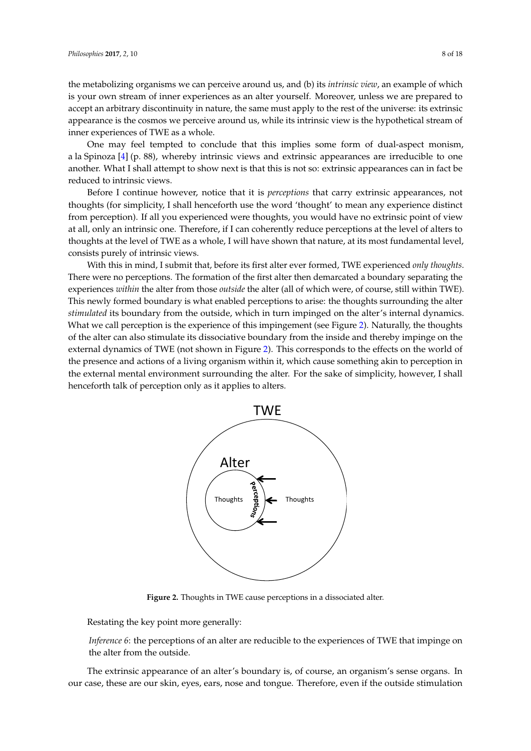the metabolizing organisms we can perceive around us, and (b) its *intrinsic view*, an example of which is your own stream of inner experiences as an alter yourself. Moreover, unless we are prepared to accept an arbitrary discontinuity in nature, the same must apply to the rest of the universe: its extrinsic appearance is the cosmos we perceive around us, while its intrinsic view is the hypothetical stream of inner experiences of TWE as a whole.

One may feel tempted to conclude that this implies some form of dual-aspect monism, a la Spinoza [4] (p. 88), whereby intrinsic views and extrinsic appearances are irreducible to one another. What I shall attempt to show next is that this is not so: extrinsic appearances can in fact be reduced to intrinsic views.

Before I continue however, notice that it is *perceptions* that carry extrinsic appearances, not thoughts (for simplicity, I shall henceforth use the word 'thought' to mean any experience distinct from perception). If all you experienced were thoughts, you would have no extrinsic point of view at all, only an intrinsic one. Therefore, if I can coherently reduce perceptions at the level of alters to thoughts at the level of TWE as a whole, I will have shown that nature, at its most fundamental level, consists purely of intrinsic views.

With this in mind, I submit that, before its first alter ever formed, TWE experienced *only thoughts*. There were no perceptions. The formation of the first alter then demarcated a boundary separating the experiences *within* the alter from those *outside* the alter (all of which were, of course, still within TWE). This newly formed boundary is what enabled perceptions to arise: the thoughts surrounding the alter *stimulated* its boundary from the outside, which in turn impinged on the alter's internal dynamics. What we call perception is the experience of this impingement (see Figure 2). Naturally, the thoughts of the alter can also stimulate its dissociative boundary from the inside and thereby impinge on the external dynamics of TWE (not shown in Figure 2). This corresponds to the effects on the world of the presence and actions of a living organism within it, which cause something akin to perception in the external mental environment surrounding the alter. For the sake of simplicity, however, I shall henceforth talk of perception only as it applies to alters.

TWE

Alter

Thoughts

Perceptions

Thoughts

**Figure 2.** Thoughts in TWE cause perceptions in a dissociated alter.

Restating the key point more generally:

*Inference 6*: the perceptions of an alter are reducible to the experiences of TWE that impinge on the alter from the outside.

The extrinsic appearance of an alter's boundary is, of course, an organism's sense organs. In our case, these are our skin, eyes, ears, nose and tongue. Therefore, even if the outside stimulation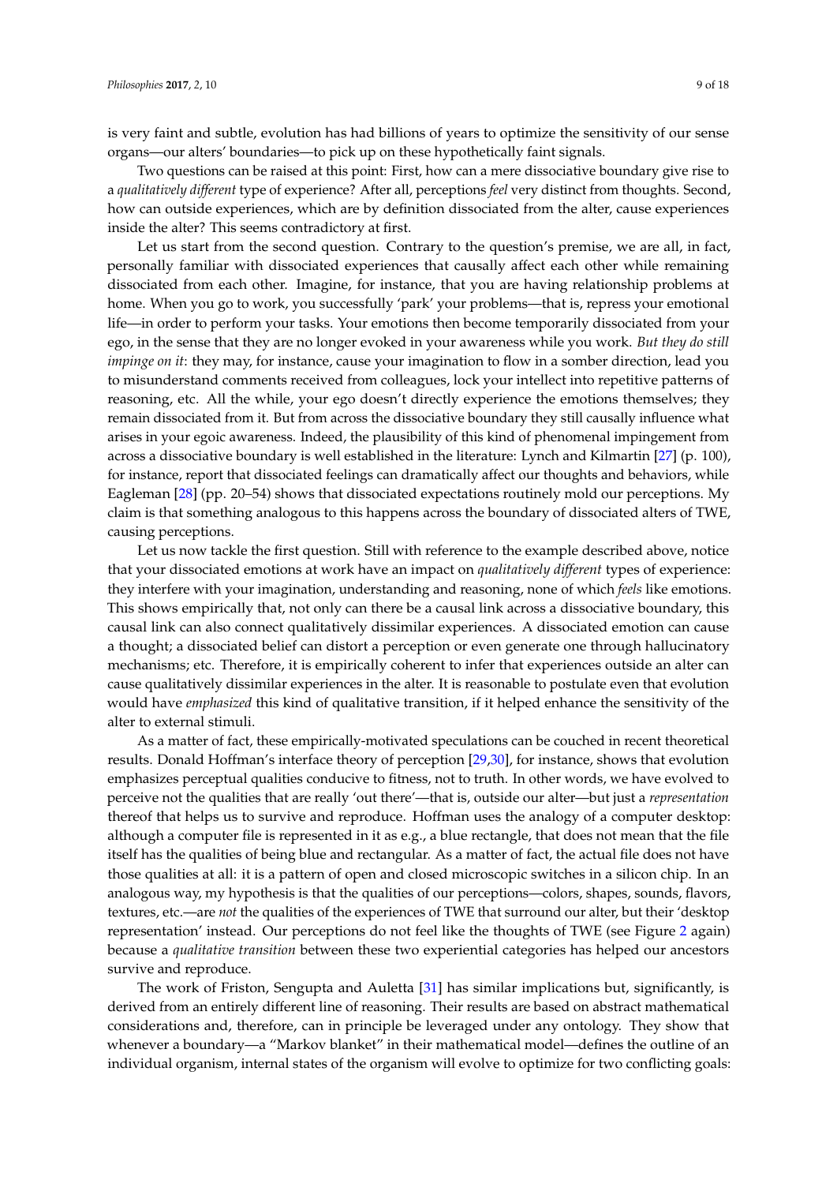is very faint and subtle, evolution has had billions of years to optimize the sensitivity of our sense organs—our alters' boundaries—to pick up on these hypothetically faint signals.

Two questions can be raised at this point: First, how can a mere dissociative boundary give rise to a *qualitatively different* type of experience? After all, perceptions *feel* very distinct from thoughts. Second, how can outside experiences, which are by definition dissociated from the alter, cause experiences inside the alter? This seems contradictory at first.

Let us start from the second question. Contrary to the question's premise, we are all, in fact, personally familiar with dissociated experiences that causally affect each other while remaining dissociated from each other. Imagine, for instance, that you are having relationship problems at home. When you go to work, you successfully 'park' your problems—that is, repress your emotional life—in order to perform your tasks. Your emotions then become temporarily dissociated from your ego, in the sense that they are no longer evoked in your awareness while you work. *But they do still impinge on it*: they may, for instance, cause your imagination to flow in a somber direction, lead you to misunderstand comments received from colleagues, lock your intellect into repetitive patterns of reasoning, etc. All the while, your ego doesn't directly experience the emotions themselves; they remain dissociated from it. But from across the dissociative boundary they still causally influence what arises in your egoic awareness. Indeed, the plausibility of this kind of phenomenal impingement from across a dissociative boundary is well established in the literature: Lynch and Kilmartin [27] (p. 100), for instance, report that dissociated feelings can dramatically affect our thoughts and behaviors, while Eagleman [28] (pp. 20–54) shows that dissociated expectations routinely mold our perceptions. My claim is that something analogous to this happens across the boundary of dissociated alters of TWE, causing perceptions.

Let us now tackle the first question. Still with reference to the example described above, notice that your dissociated emotions at work have an impact on *qualitatively different* types of experience: they interfere with your imagination, understanding and reasoning, none of which *feels* like emotions. This shows empirically that, not only can there be a causal link across a dissociative boundary, this causal link can also connect qualitatively dissimilar experiences. A dissociated emotion can cause a thought; a dissociated belief can distort a perception or even generate one through hallucinatory mechanisms; etc. Therefore, it is empirically coherent to infer that experiences outside an alter can cause qualitatively dissimilar experiences in the alter. It is reasonable to postulate even that evolution would have *emphasized* this kind of qualitative transition, if it helped enhance the sensitivity of the alter to external stimuli.

As a matter of fact, these empirically-motivated speculations can be couched in recent theoretical results. Donald Hoffman's interface theory of perception [29,30], for instance, shows that evolution emphasizes perceptual qualities conducive to fitness, not to truth. In other words, we have evolved to perceive not the qualities that are really 'out there'—that is, outside our alter—but just a *representation* thereof that helps us to survive and reproduce. Hoffman uses the analogy of a computer desktop: although a computer file is represented in it as e.g., a blue rectangle, that does not mean that the file itself has the qualities of being blue and rectangular. As a matter of fact, the actual file does not have those qualities at all: it is a pattern of open and closed microscopic switches in a silicon chip. In an analogous way, my hypothesis is that the qualities of our perceptions—colors, shapes, sounds, flavors, textures, etc.—are *not* the qualities of the experiences of TWE that surround our alter, but their 'desktop representation' instead. Our perceptions do not feel like the thoughts of TWE (see Figure 2 again) because a *qualitative transition* between these two experiential categories has helped our ancestors survive and reproduce.

The work of Friston, Sengupta and Auletta [31] has similar implications but, significantly, is derived from an entirely different line of reasoning. Their results are based on abstract mathematical considerations and, therefore, can in principle be leveraged under any ontology. They show that whenever a boundary—a "Markov blanket" in their mathematical model—defines the outline of an individual organism, internal states of the organism will evolve to optimize for two conflicting goals: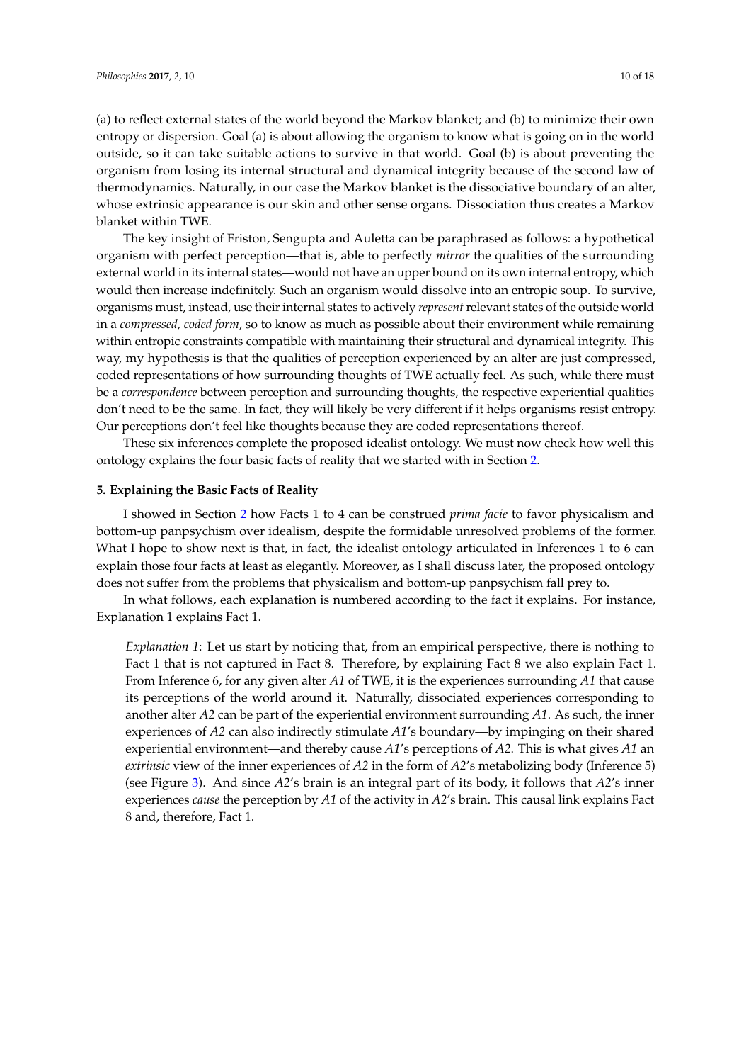(a) to reflect external states of the world beyond the Markov blanket; and (b) to minimize their own entropy or dispersion. Goal (a) is about allowing the organism to know what is going on in the world outside, so it can take suitable actions to survive in that world. Goal (b) is about preventing the organism from losing its internal structural and dynamical integrity because of the second law of thermodynamics. Naturally, in our case the Markov blanket is the dissociative boundary of an alter, whose extrinsic appearance is our skin and other sense organs. Dissociation thus creates a Markov blanket within TWE.

The key insight of Friston, Sengupta and Auletta can be paraphrased as follows: a hypothetical organism with perfect perception—that is, able to perfectly *mirror* the qualities of the surrounding external world in its internal states—would not have an upper bound on its own internal entropy, which would then increase indefinitely. Such an organism would dissolve into an entropic soup. To survive, organisms must, instead, use their internal states to actively *represent* relevant states of the outside world in a *compressed, coded form*, so to know as much as possible about their environment while remaining within entropic constraints compatible with maintaining their structural and dynamical integrity. This way, my hypothesis is that the qualities of perception experienced by an alter are just compressed, coded representations of how surrounding thoughts of TWE actually feel. As such, while there must be a *correspondence* between perception and surrounding thoughts, the respective experiential qualities don't need to be the same. In fact, they will likely be very different if it helps organisms resist entropy. Our perceptions don't feel like thoughts because they are coded representations thereof.

These six inferences complete the proposed idealist ontology. We must now check how well this ontology explains the four basic facts of reality that we started with in Section 2.

## 5. Explaining the Basic Facts of Reality

I showed in Section 2 how Facts 1 to 4 can be construed *prima facie* to favor physicalism and bottom-up panpsychism over idealism, despite the formidable unresolved problems of the former. What I hope to show next is that, in fact, the idealist ontology articulated in Inferences 1 to 6 can explain those four facts at least as elegantly. Moreover, as I shall discuss later, the proposed ontology does not suffer from the problems that physicalism and bottom-up panpsychism fall prey to.

In what follows, each explanation is numbered according to the fact it explains. For instance, Explanation 1 explains Fact 1.

> *Explanation 1*: Let us start by noticing that, from an empirical perspective, there is nothing to Fact 1 that is not captured in Fact 8. Therefore, by explaining Fact 8 we also explain Fact 1. From Inference 6, for any given alter *A1* of TWE, it is the experiences surrounding *A1* that cause its perceptions of the world around it. Naturally, dissociated experiences corresponding to another alter *A2* can be part of the experiential environment surrounding *A1*. As such, the inner experiences of *A2* can also indirectly stimulate *A1*'s boundary—by impinging on their shared experiential environment—and thereby cause *A1*'s perceptions of *A2*. This is what gives *A1* an *extrinsic* view of the inner experiences of *A2* in the form of *A2*'s metabolizing body (Inference 5) (see Figure 3). And since *A2*'s brain is an integral part of its body, it follows that *A2*'s inner experiences *cause* the perception by *A1* of the activity in *A2*'s brain. This causal link explains Fact 8 and, therefore, Fact 1.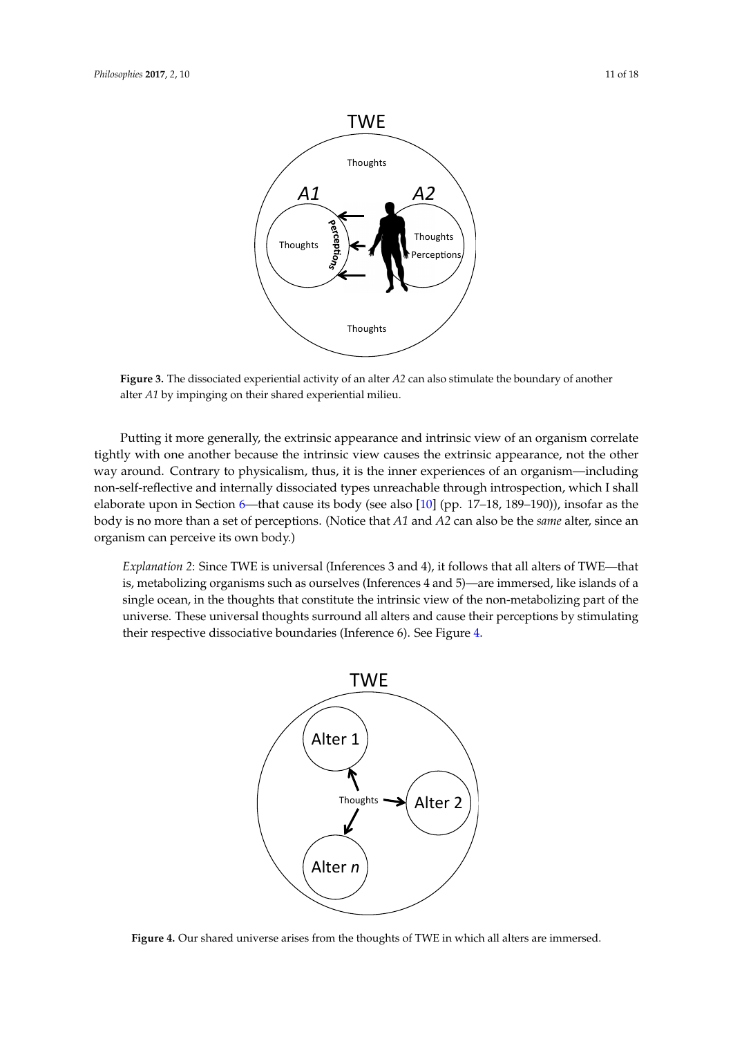**Figure 3.** The dissociated experiential activity of an alter *A2* can also stimulate the boundary of another alter *A1* by impinging on their shared experiential milieu.

Putting it more generally, the extrinsic appearance and intrinsic view of an organism correlate tightly with one another because the intrinsic view causes the extrinsic appearance, not the other way around. Contrary to physicalism, thus, it is the inner experiences of an organism—including non-self-reflective and internally dissociated types unreachable through introspection, which I shall elaborate upon in Section 6—that cause its body (see also [10] (pp. 17–18, 189–190)), insofar as the body is no more than a set of perceptions. (Notice that *A1* and *A2* can also be the *same* alter, since an organism can perceive its own body.)

*Explanation 2*: Since TWE is universal (Inferences 3 and 4), it follows that all alters of TWE—that is, metabolizing organisms such as ourselves (Inferences 4 and 5)—are immersed, like islands of a single ocean, in the thoughts that constitute the intrinsic view of the non-metabolizing part of the universe. These universal thoughts surround all alters and cause their perceptions by stimulating their respective dissociative boundaries (Inference 6). See Figure 4.

**Figure 4.** Our shared universe arises from the thoughts of TWE in which all alters are immersed.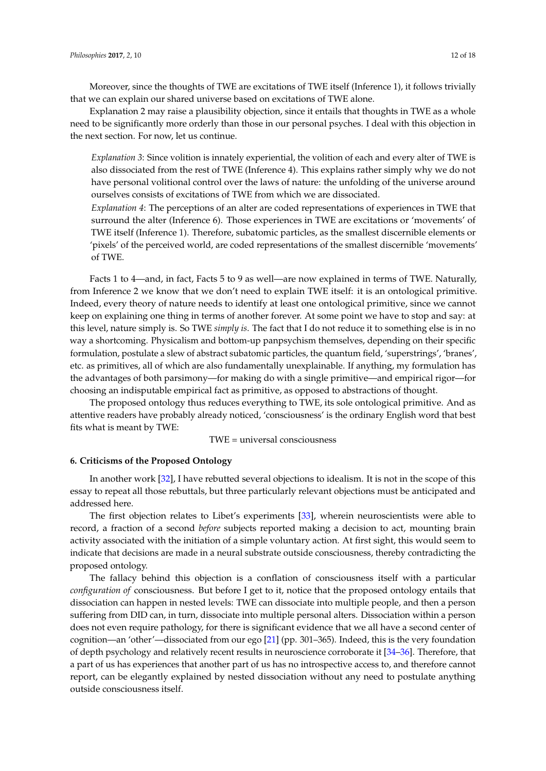Moreover, since the thoughts of TWE are excitations of TWE itself (Inference 1), it follows trivially that we can explain our shared universe based on excitations of TWE alone.

Explanation 2 may raise a plausibility objection, since it entails that thoughts in TWE as a whole need to be significantly more orderly than those in our personal psyches. I deal with this objection in the next section. For now, let us continue.

> *Explanation 3*: Since volition is innately experiential, the volition of each and every alter of TWE is also dissociated from the rest of TWE (Inference 4). This explains rather simply why we do not have personal volitional control over the laws of nature: the unfolding of the universe around ourselves consists of excitations of TWE from which we are dissociated.
>
> *Explanation 4*: The perceptions of an alter are coded representations of experiences in TWE that surround the alter (Inference 6). Those experiences in TWE are excitations or 'movements' of TWE itself (Inference 1). Therefore, subatomic particles, as the smallest discernible elements or 'pixels' of the perceived world, are coded representations of the smallest discernible 'movements' of TWE.

Facts 1 to 4—and, in fact, Facts 5 to 9 as well—are now explained in terms of TWE. Naturally, from Inference 2 we know that we don't need to explain TWE itself: it is an ontological primitive. Indeed, every theory of nature needs to identify at least one ontological primitive, since we cannot keep on explaining one thing in terms of another forever. At some point we have to stop and say: at this level, nature simply is. So TWE *simply is*. The fact that I do not reduce it to something else is in no way a shortcoming. Physicalism and bottom-up panpsychism themselves, depending on their specific formulation, postulate a slew of abstract subatomic particles, the quantum field, 'superstrings', 'branes', etc. as primitives, all of which are also fundamentally unexplainable. If anything, my formulation has the advantages of both parsimony—for making do with a single primitive—and empirical rigor—for choosing an indisputable empirical fact as primitive, as opposed to abstractions of thought.

The proposed ontology thus reduces everything to TWE, its sole ontological primitive. And as attentive readers have probably already noticed, 'consciousness' is the ordinary English word that best fits what is meant by TWE:

TWE = universal consciousness

## 6. Criticisms of the Proposed Ontology

In another work [32], I have rebutted several objections to idealism. It is not in the scope of this essay to repeat all those rebuttals, but three particularly relevant objections must be anticipated and addressed here.

The first objection relates to Libet's experiments [33], wherein neuroscientists were able to record, a fraction of a second *before* subjects reported making a decision to act, mounting brain activity associated with the initiation of a simple voluntary action. At first sight, this would seem to indicate that decisions are made in a neural substrate outside consciousness, thereby contradicting the proposed ontology.

The fallacy behind this objection is a conflation of consciousness itself with a particular *configuration of* consciousness. But before I get to it, notice that the proposed ontology entails that dissociation can happen in nested levels: TWE can dissociate into multiple people, and then a person suffering from DID can, in turn, dissociate into multiple personal alters. Dissociation within a person does not even require pathology, for there is significant evidence that we all have a second center of cognition—an 'other'—dissociated from our ego [21] (pp. 301–365). Indeed, this is the very foundation of depth psychology and relatively recent results in neuroscience corroborate it [34–36]. Therefore, that a part of us has experiences that another part of us has no introspective access to, and therefore cannot report, can be elegantly explained by nested dissociation without any need to postulate anything outside consciousness itself.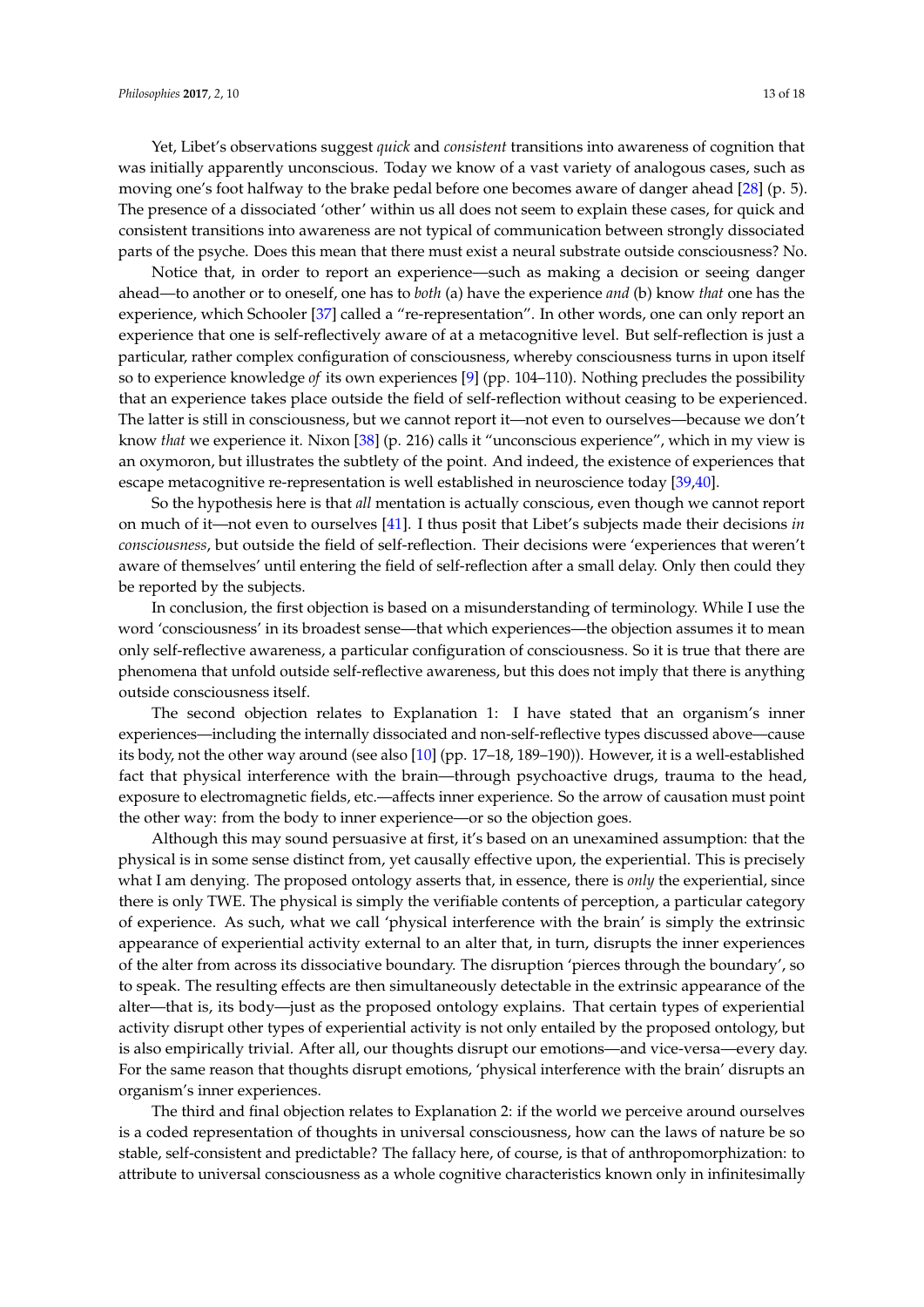Yet, Libet's observations suggest *quick* and *consistent* transitions into awareness of cognition that was initially apparently unconscious. Today we know of a vast variety of analogous cases, such as moving one's foot halfway to the brake pedal before one becomes aware of danger ahead [28] (p. 5). The presence of a dissociated 'other' within us all does not seem to explain these cases, for quick and consistent transitions into awareness are not typical of communication between strongly dissociated parts of the psyche. Does this mean that there must exist a neural substrate outside consciousness? No.

Notice that, in order to report an experience—such as making a decision or seeing danger ahead—to another or to oneself, one has to *both* (a) have the experience *and* (b) know *that* one has the experience, which Schooler [37] called a "re-representation". In other words, one can only report an experience that one is self-reflectively aware of at a metacognitive level. But self-reflection is just a particular, rather complex configuration of consciousness, whereby consciousness turns in upon itself so to experience knowledge *of* its own experiences [9] (pp. 104–110). Nothing precludes the possibility that an experience takes place outside the field of self-reflection without ceasing to be experienced. The latter is still in consciousness, but we cannot report it—not even to ourselves—because we don't know *that* we experience it. Nixon [38] (p. 216) calls it "unconscious experience", which in my view is an oxymoron, but illustrates the subtlety of the point. And indeed, the existence of experiences that escape metacognitive re-representation is well established in neuroscience today [39,40].

So the hypothesis here is that *all* mentation is actually conscious, even though we cannot report on much of it—not even to ourselves [41]. I thus posit that Libet's subjects made their decisions *in consciousness*, but outside the field of self-reflection. Their decisions were 'experiences that weren't aware of themselves' until entering the field of self-reflection after a small delay. Only then could they be reported by the subjects.

In conclusion, the first objection is based on a misunderstanding of terminology. While I use the word 'consciousness' in its broadest sense—that which experiences—the objection assumes it to mean only self-reflective awareness, a particular configuration of consciousness. So it is true that there are phenomena that unfold outside self-reflective awareness, but this does not imply that there is anything outside consciousness itself.

The second objection relates to Explanation 1: I have stated that an organism's inner experiences—including the internally dissociated and non-self-reflective types discussed above—cause its body, not the other way around (see also [10] (pp. 17–18, 189–190)). However, it is a well-established fact that physical interference with the brain—through psychoactive drugs, trauma to the head, exposure to electromagnetic fields, etc.—affects inner experience. So the arrow of causation must point the other way: from the body to inner experience—or so the objection goes.

Although this may sound persuasive at first, it's based on an unexamined assumption: that the physical is in some sense distinct from, yet causally effective upon, the experiential. This is precisely what I am denying. The proposed ontology asserts that, in essence, there is *only* the experiential, since there is only TWE. The physical is simply the verifiable contents of perception, a particular category of experience. As such, what we call 'physical interference with the brain' is simply the extrinsic appearance of experiential activity external to an alter that, in turn, disrupts the inner experiences of the alter from across its dissociative boundary. The disruption 'pierces through the boundary', so to speak. The resulting effects are then simultaneously detectable in the extrinsic appearance of the alter—that is, its body—just as the proposed ontology explains. That certain types of experiential activity disrupt other types of experiential activity is not only entailed by the proposed ontology, but is also empirically trivial. After all, our thoughts disrupt our emotions—and vice-versa—every day. For the same reason that thoughts disrupt emotions, 'physical interference with the brain' disrupts an organism's inner experiences.

The third and final objection relates to Explanation 2: if the world we perceive around ourselves is a coded representation of thoughts in universal consciousness, how can the laws of nature be so stable, self-consistent and predictable? The fallacy here, of course, is that of anthropomorphization: to attribute to universal consciousness as a whole cognitive characteristics known only in infinitesimally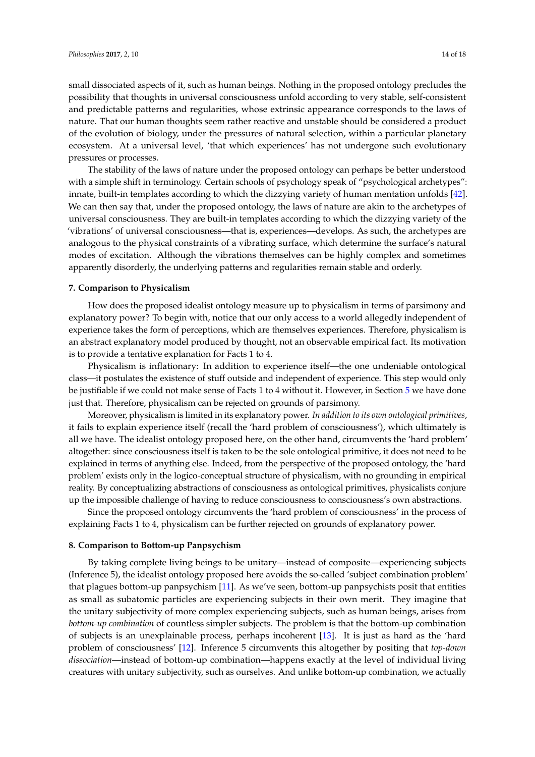small dissociated aspects of it, such as human beings. Nothing in the proposed ontology precludes the possibility that thoughts in universal consciousness unfold according to very stable, self-consistent and predictable patterns and regularities, whose extrinsic appearance corresponds to the laws of nature. That our human thoughts seem rather reactive and unstable should be considered a product of the evolution of biology, under the pressures of natural selection, within a particular planetary ecosystem. At a universal level, 'that which experiences' has not undergone such evolutionary pressures or processes.

The stability of the laws of nature under the proposed ontology can perhaps be better understood with a simple shift in terminology. Certain schools of psychology speak of "psychological archetypes": innate, built-in templates according to which the dizzying variety of human mentation unfolds [42]. We can then say that, under the proposed ontology, the laws of nature are akin to the archetypes of universal consciousness. They are built-in templates according to which the dizzying variety of the 'vibrations' of universal consciousness—that is, experiences—develops. As such, the archetypes are analogous to the physical constraints of a vibrating surface, which determine the surface's natural modes of excitation. Although the vibrations themselves can be highly complex and sometimes apparently disorderly, the underlying patterns and regularities remain stable and orderly.

### 7. Comparison to Physicalism

How does the proposed idealist ontology measure up to physicalism in terms of parsimony and explanatory power? To begin with, notice that our only access to a world allegedly independent of experience takes the form of perceptions, which are themselves experiences. Therefore, physicalism is an abstract explanatory model produced by thought, not an observable empirical fact. Its motivation is to provide a tentative explanation for Facts 1 to 4.

Physicalism is inflationary: In addition to experience itself—the one undeniable ontological class—it postulates the existence of stuff outside and independent of experience. This step would only be justifiable if we could not make sense of Facts 1 to 4 without it. However, in Section 5 we have done just that. Therefore, physicalism can be rejected on grounds of parsimony.

Moreover, physicalism is limited in its explanatory power. *In addition to its own ontological primitives*, it fails to explain experience itself (recall the 'hard problem of consciousness'), which ultimately is all we have. The idealist ontology proposed here, on the other hand, circumvents the 'hard problem' altogether: since consciousness itself is taken to be the sole ontological primitive, it does not need to be explained in terms of anything else. Indeed, from the perspective of the proposed ontology, the 'hard problem' exists only in the logico-conceptual structure of physicalism, with no grounding in empirical reality. By conceptualizing abstractions of consciousness as ontological primitives, physicalists conjure up the impossible challenge of having to reduce consciousness to consciousness's own abstractions.

Since the proposed ontology circumvents the 'hard problem of consciousness' in the process of explaining Facts 1 to 4, physicalism can be further rejected on grounds of explanatory power.

### 8. Comparison to Bottom-up Panpsychism

By taking complete living beings to be unitary—instead of composite—experiencing subjects (Inference 5), the idealist ontology proposed here avoids the so-called 'subject combination problem' that plagues bottom-up panpsychism [11]. As we've seen, bottom-up panpsychists posit that entities as small as subatomic particles are experiencing subjects in their own merit. They imagine that the unitary subjectivity of more complex experiencing subjects, such as human beings, arises from *bottom-up combination* of countless simpler subjects. The problem is that the bottom-up combination of subjects is an unexplainable process, perhaps incoherent [13]. It is just as hard as the 'hard problem of consciousness' [12]. Inference 5 circumvents this altogether by positing that *top-down dissociation*—instead of bottom-up combination—happens exactly at the level of individual living creatures with unitary subjectivity, such as ourselves. And unlike bottom-up combination, we actually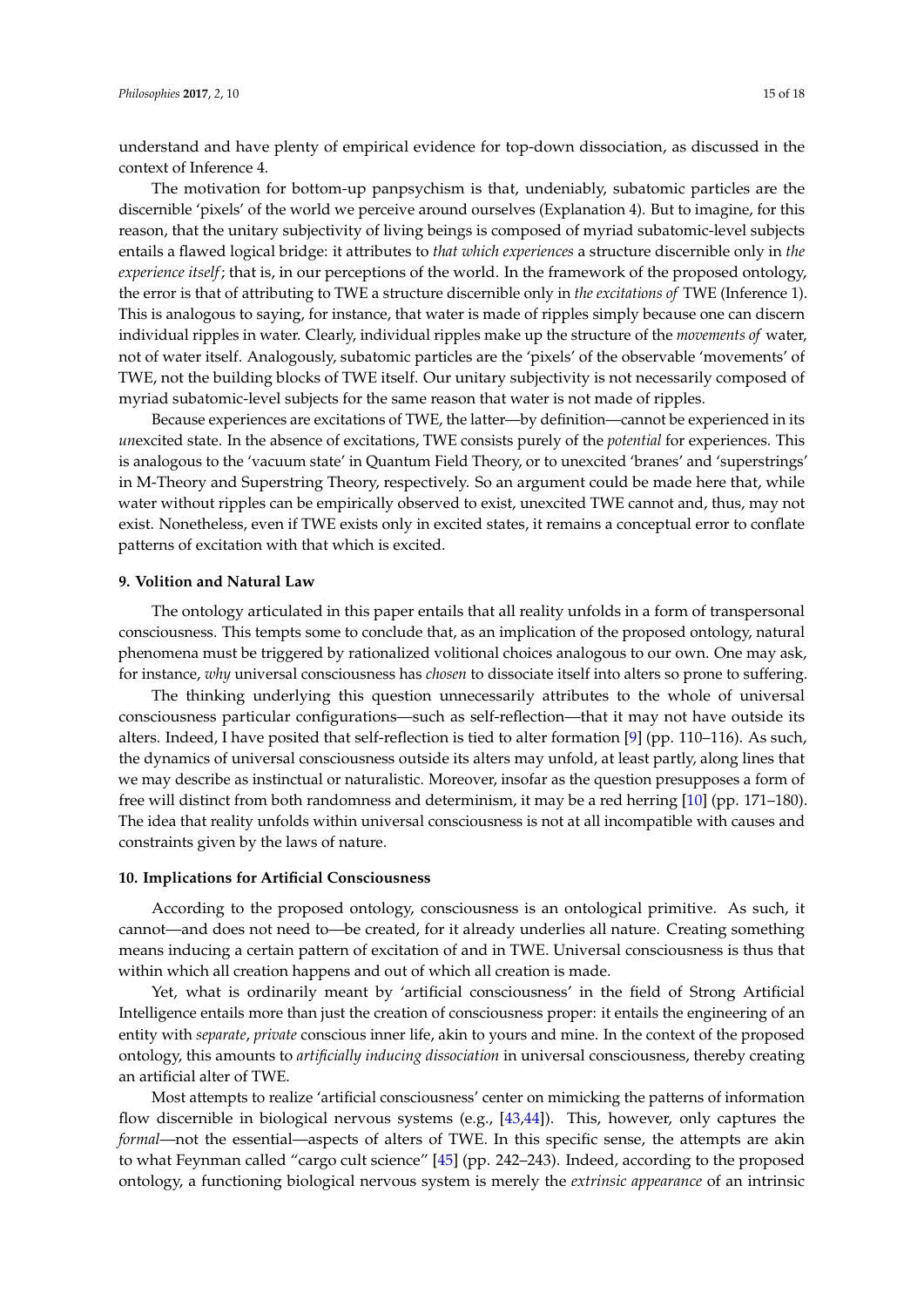understand and have plenty of empirical evidence for top-down dissociation, as discussed in the context of Inference 4.

The motivation for bottom-up panpsychism is that, undeniably, subatomic particles are the discernible 'pixels' of the world we perceive around ourselves (Explanation 4). But to imagine, for this reason, that the unitary subjectivity of living beings is composed of myriad subatomic-level subjects entails a flawed logical bridge: it attributes to *that which experiences* a structure discernible only in *the experience itself*; that is, in our perceptions of the world. In the framework of the proposed ontology, the error is that of attributing to TWE a structure discernible only in *the excitations of* TWE (Inference 1). This is analogous to saying, for instance, that water is made of ripples simply because one can discern individual ripples in water. Clearly, individual ripples make up the structure of the *movements of* water, not of water itself. Analogously, subatomic particles are the 'pixels' of the observable 'movements' of TWE, not the building blocks of TWE itself. Our unitary subjectivity is not necessarily composed of myriad subatomic-level subjects for the same reason that water is not made of ripples.

Because experiences are excitations of TWE, the latter—by definition—cannot be experienced in its *un*excited state. In the absence of excitations, TWE consists purely of the *potential* for experiences. This is analogous to the 'vacuum state' in Quantum Field Theory, or to unexcited 'branes' and 'superstrings' in M-Theory and Superstring Theory, respectively. So an argument could be made here that, while water without ripples can be empirically observed to exist, unexcited TWE cannot and, thus, may not exist. Nonetheless, even if TWE exists only in excited states, it remains a conceptual error to conflate patterns of excitation with that which is excited.

## 9. Volition and Natural Law

The ontology articulated in this paper entails that all reality unfolds in a form of transpersonal consciousness. This tempts some to conclude that, as an implication of the proposed ontology, natural phenomena must be triggered by rationalized volitional choices analogous to our own. One may ask, for instance, *why* universal consciousness has *chosen* to dissociate itself into alters so prone to suffering.

The thinking underlying this question unnecessarily attributes to the whole of universal consciousness particular configurations—such as self-reflection—that it may not have outside its alters. Indeed, I have posited that self-reflection is tied to alter formation [9] (pp. 110–116). As such, the dynamics of universal consciousness outside its alters may unfold, at least partly, along lines that we may describe as instinctual or naturalistic. Moreover, insofar as the question presupposes a form of free will distinct from both randomness and determinism, it may be a red herring [10] (pp. 171–180). The idea that reality unfolds within universal consciousness is not at all incompatible with causes and constraints given by the laws of nature.

## 10. Implications for Artificial Consciousness

According to the proposed ontology, consciousness is an ontological primitive. As such, it cannot—and does not need to—be created, for it already underlies all nature. Creating something means inducing a certain pattern of excitation of and in TWE. Universal consciousness is thus that within which all creation happens and out of which all creation is made.

Yet, what is ordinarily meant by 'artificial consciousness' in the field of Strong Artificial Intelligence entails more than just the creation of consciousness proper: it entails the engineering of an entity with *separate*, *private* conscious inner life, akin to yours and mine. In the context of the proposed ontology, this amounts to *artificially inducing dissociation* in universal consciousness, thereby creating an artificial alter of TWE.

Most attempts to realize 'artificial consciousness' center on mimicking the patterns of information flow discernible in biological nervous systems (e.g., [43,44]). This, however, only captures the *formal*—not the essential—aspects of alters of TWE. In this specific sense, the attempts are akin to what Feynman called "cargo cult science" [45] (pp. 242–243). Indeed, according to the proposed ontology, a functioning biological nervous system is merely the *extrinsic appearance* of an intrinsic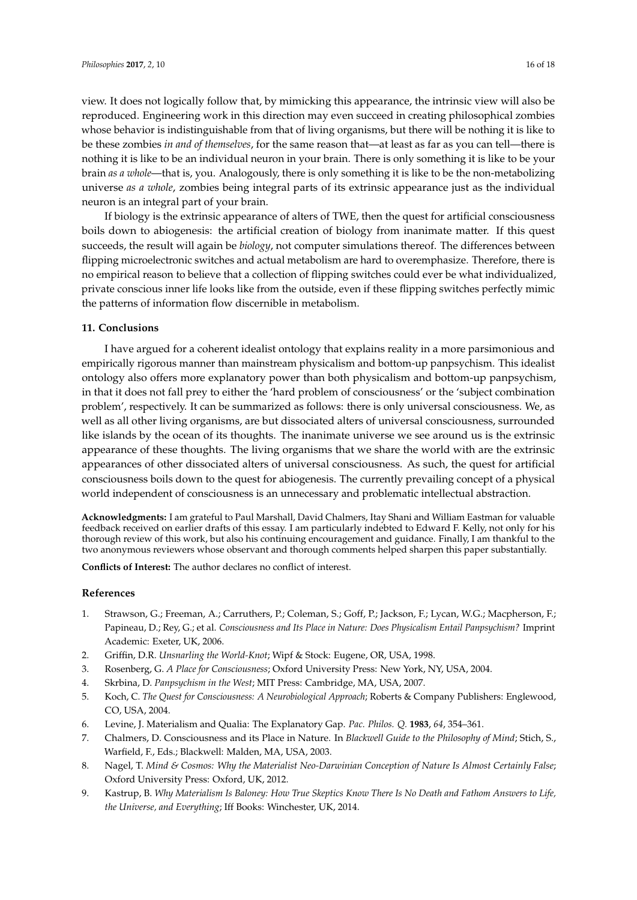view. It does not logically follow that, by mimicking this appearance, the intrinsic view will also be reproduced. Engineering work in this direction may even succeed in creating philosophical zombies whose behavior is indistinguishable from that of living organisms, but there will be nothing it is like to be these zombies *in and of themselves*, for the same reason that—at least as far as you can tell—there is nothing it is like to be an individual neuron in your brain. There is only something it is like to be your brain *as a whole*—that is, you. Analogously, there is only something it is like to be the non-metabolizing universe *as a whole*, zombies being integral parts of its extrinsic appearance just as the individual neuron is an integral part of your brain.

If biology is the extrinsic appearance of alters of TWE, then the quest for artificial consciousness boils down to abiogenesis: the artificial creation of biology from inanimate matter. If this quest succeeds, the result will again be *biology*, not computer simulations thereof. The differences between flipping microelectronic switches and actual metabolism are hard to overemphasize. Therefore, there is no empirical reason to believe that a collection of flipping switches could ever be what individualized, private conscious inner life looks like from the outside, even if these flipping switches perfectly mimic the patterns of information flow discernible in metabolism.

## 11. Conclusions

I have argued for a coherent idealist ontology that explains reality in a more parsimonious and empirically rigorous manner than mainstream physicalism and bottom-up panpsychism. This idealist ontology also offers more explanatory power than both physicalism and bottom-up panpsychism, in that it does not fall prey to either the 'hard problem of consciousness' or the 'subject combination problem', respectively. It can be summarized as follows: there is only universal consciousness. We, as well as all other living organisms, are but dissociated alters of universal consciousness, surrounded like islands by the ocean of its thoughts. The inanimate universe we see around us is the extrinsic appearance of these thoughts. The living organisms that we share the world with are the extrinsic appearances of other dissociated alters of universal consciousness. As such, the quest for artificial consciousness boils down to the quest for abiogenesis. The currently prevailing concept of a physical world independent of consciousness is an unnecessary and problematic intellectual abstraction.

**Acknowledgments:** I am grateful to Paul Marshall, David Chalmers, Itay Shani and William Eastman for valuable feedback received on earlier drafts of this essay. I am particularly indebted to Edward F. Kelly, not only for his thorough review of this work, but also his continuing encouragement and guidance. Finally, I am thankful to the two anonymous reviewers whose observant and thorough comments helped sharpen this paper substantially.

**Conflicts of Interest:** The author declares no conflict of interest.

## References

1. Strawson, G.; Freeman, A.; Carruthers, P.; Coleman, S.; Goff, P.; Jackson, F.; Lycan, W.G.; Macpherson, F.; Papineau, D.; Rey, G.; et al. *Consciousness and Its Place in Nature: Does Physicalism Entail Panpsychism?* Imprint Academic: Exeter, UK, 2006.
2. Griffin, D.R. *Unsnarling the World-Knot*; Wipf & Stock: Eugene, OR, USA, 1998.
3. Rosenberg, G. *A Place for Consciousness*; Oxford University Press: New York, NY, USA, 2004.
4. Skrbina, D. *Panpsychism in the West*; MIT Press: Cambridge, MA, USA, 2007.
5. Koch, C. *The Quest for Consciousness: A Neurobiological Approach*; Roberts & Company Publishers: Englewood, CO, USA, 2004.
6. Levine, J. Materialism and Qualia: The Explanatory Gap. *Pac. Philos. Q.* **1983**, *64*, 354–361.
7. Chalmers, D. Consciousness and its Place in Nature. In *Blackwell Guide to the Philosophy of Mind*; Stich, S., Warfield, F., Eds.; Blackwell: Malden, MA, USA, 2003.
8. Nagel, T. *Mind & Cosmos: Why the Materialist Neo-Darwinian Conception of Nature Is Almost Certainly False*; Oxford University Press: Oxford, UK, 2012.
9. Kastrup, B. *Why Materialism Is Baloney: How True Skeptics Know There Is No Death and Fathom Answers to Life, the Universe, and Everything*; Iff Books: Winchester, UK, 2014.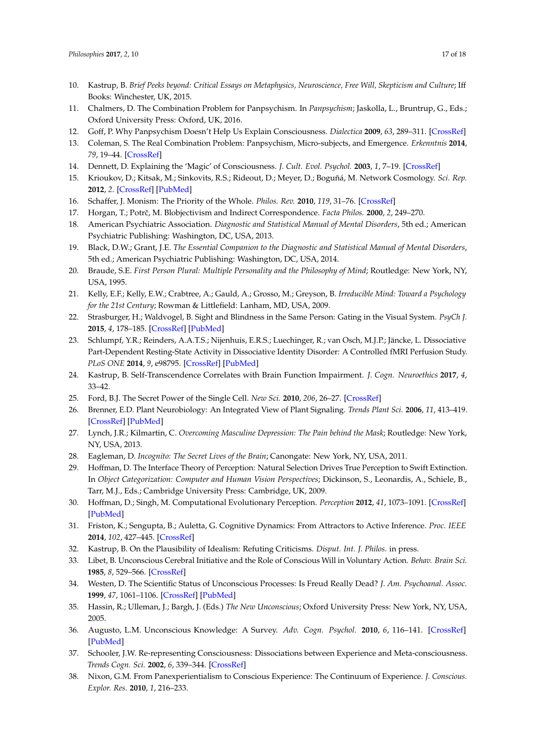10. Kastrup, B. *Brief Peeks beyond: Critical Essays on Metaphysics, Neuroscience, Free Will, Skepticism and Culture*; Iff Books: Winchester, UK, 2015.
11. Chalmers, D. The Combination Problem for Panpsychism. In *Panpsychism*; Jaskolla, L., Bruntrup, G., Eds.; Oxford University Press: Oxford, UK, 2016.
12. Goff, P. Why Panpsychism Doesn't Help Us Explain Consciousness. *Dialectica* **2009**, *63*, 289–311. [CrossRef]
13. Coleman, S. The Real Combination Problem: Panpsychism, Micro-subjects, and Emergence. *Erkenntnis* **2014**, *79*, 19–44. [CrossRef]
14. Dennett, D. Explaining the 'Magic' of Consciousness. *J. Cult. Evol. Psychol.* **2003**, *1*, 7–19. [CrossRef]
15. Krioukov, D.; Kitsak, M.; Sinkovits, R.S.; Rideout, D.; Meyer, D.; Boguñá, M. Network Cosmology. *Sci. Rep.* **2012**, *2*. [CrossRef] [PubMed]
16. Schaffer, J. Monism: The Priority of the Whole. *Philos. Rev.* **2010**, *119*, 31–76. [CrossRef]
17. Horgan, T.; Potrč, M. Blobjectivism and Indirect Correspondence. *Facta Philos.* **2000**, *2*, 249–270.
18. American Psychiatric Association. *Diagnostic and Statistical Manual of Mental Disorders*, 5th ed.; American Psychiatric Publishing: Washington, DC, USA, 2013.
19. Black, D.W.; Grant, J.E. *The Essential Companion to the Diagnostic and Statistical Manual of Mental Disorders*, 5th ed.; American Psychiatric Publishing: Washington, DC, USA, 2014.
20. Braude, S.E. *First Person Plural: Multiple Personality and the Philosophy of Mind*; Routledge: New York, NY, USA, 1995.
21. Kelly, E.F.; Kelly, E.W.; Crabtree, A.; Gauld, A.; Grosso, M.; Greyson, B. *Irreducible Mind: Toward a Psychology for the 21st Century*; Rowman & Littlefield: Lanham, MD, USA, 2009.
22. Strasburger, H.; Waldvogel, B. Sight and Blindness in the Same Person: Gating in the Visual System. *PsyCh J.* **2015**, *4*, 178–185. [CrossRef] [PubMed]
23. Schlumpf, Y.R.; Reinders, A.A.T.S.; Nijenhuis, E.R.S.; Luechinger, R.; van Osch, M.J.P.; Jäncke, L. Dissociative Part-Dependent Resting-State Activity in Dissociative Identity Disorder: A Controlled fMRI Perfusion Study. *PLoS ONE* **2014**, *9*, e98795. [CrossRef] [PubMed]
24. Kastrup, B. Self-Transcendence Correlates with Brain Function Impairment. *J. Cogn. Neuroethics* **2017**, *4*, 33–42.
25. Ford, B.J. The Secret Power of the Single Cell. *New Sci.* **2010**, *206*, 26–27. [CrossRef]
26. Brenner, E.D. Plant Neurobiology: An Integrated View of Plant Signaling. *Trends Plant Sci.* **2006**, *11*, 413–419. [CrossRef] [PubMed]
27. Lynch, J.R.; Kilmartin, C. *Overcoming Masculine Depression: The Pain behind the Mask*; Routledge: New York, NY, USA, 2013.
28. Eagleman, D. *Incognito: The Secret Lives of the Brain*; Canongate: New York, NY, USA, 2011.
29. Hoffman, D. The Interface Theory of Perception: Natural Selection Drives True Perception to Swift Extinction. In *Object Categorization: Computer and Human Vision Perspectives*; Dickinson, S., Leonardis, A., Schiele, B., Tarr, M.J., Eds.; Cambridge University Press: Cambridge, UK, 2009.
30. Hoffman, D.; Singh, M. Computational Evolutionary Perception. *Perception* **2012**, *41*, 1073–1091. [CrossRef] [PubMed]
31. Friston, K.; Sengupta, B.; Auletta, G. Cognitive Dynamics: From Attractors to Active Inference. *Proc. IEEE* **2014**, *102*, 427–445. [CrossRef]
32. Kastrup, B. On the Plausibility of Idealism: Refuting Criticisms. *Disput. Int. J. Philos.* in press.
33. Libet, B. Unconscious Cerebral Initiative and the Role of Conscious Will in Voluntary Action. *Behav. Brain Sci.* **1985**, *8*, 529–566. [CrossRef]
34. Westen, D. The Scientific Status of Unconscious Processes: Is Freud Really Dead? *J. Am. Psychoanal. Assoc.* **1999**, *47*, 1061–1106. [CrossRef] [PubMed]
35. Hassin, R.; Ulleman, J.; Bargh, J. (Eds.) *The New Unconscious*; Oxford University Press: New York, NY, USA, 2005.
36. Augusto, L.M. Unconscious Knowledge: A Survey. *Adv. Cogn. Psychol.* **2010**, *6*, 116–141. [CrossRef] [PubMed]
37. Schooler, J.W. Re-representing Consciousness: Dissociations between Experience and Meta-consciousness. *Trends Cogn. Sci.* **2002**, *6*, 339–344. [CrossRef]
38. Nixon, G.M. From Panexperientialism to Conscious Experience: The Continuum of Experience. *J. Conscious. Explor. Res.* **2010**, *1*, 216–233.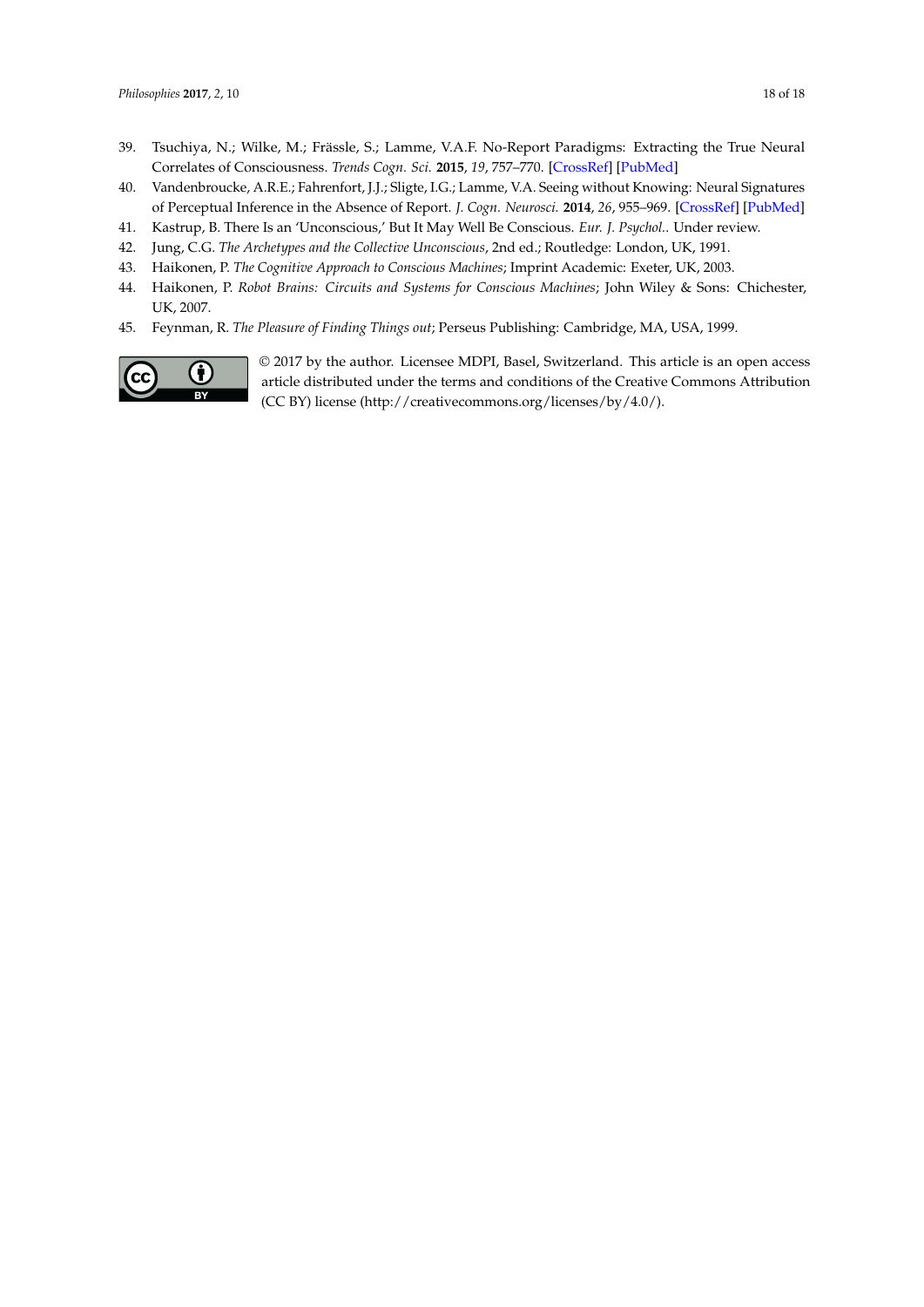39. Tsuchiya, N.; Wilke, M.; Frässle, S.; Lamme, V.A.F. No-Report Paradigms: Extracting the True Neural Correlates of Consciousness. *Trends Cogn. Sci.* **2015**, *19*, 757–770. [CrossRef] [PubMed]
40. Vandenbroucke, A.R.E.; Fahrenfort, J.J.; Sligte, I.G.; Lamme, V.A. Seeing without Knowing: Neural Signatures of Perceptual Inference in the Absence of Report. *J. Cogn. Neurosci.* **2014**, *26*, 955–969. [CrossRef] [PubMed]
41. Kastrup, B. There Is an 'Unconscious,' But It May Well Be Conscious. *Eur. J. Psychol.*. Under review.
42. Jung, C.G. *The Archetypes and the Collective Unconscious*, 2nd ed.; Routledge: London, UK, 1991.
43. Haikonen, P. *The Cognitive Approach to Conscious Machines*; Imprint Academic: Exeter, UK, 2003.
44. Haikonen, P. *Robot Brains: Circuits and Systems for Conscious Machines*; John Wiley & Sons: Chichester, UK, 2007.
45. Feynman, R. *The Pleasure of Finding Things out*; Perseus Publishing: Cambridge, MA, USA, 1999.

© 2017 by the author. Licensee MDPI, Basel, Switzerland. This article is an open access article distributed under the terms and conditions of the Creative Commons Attribution (CC BY) license (http://creativecommons.org/licenses/by/4.0/).